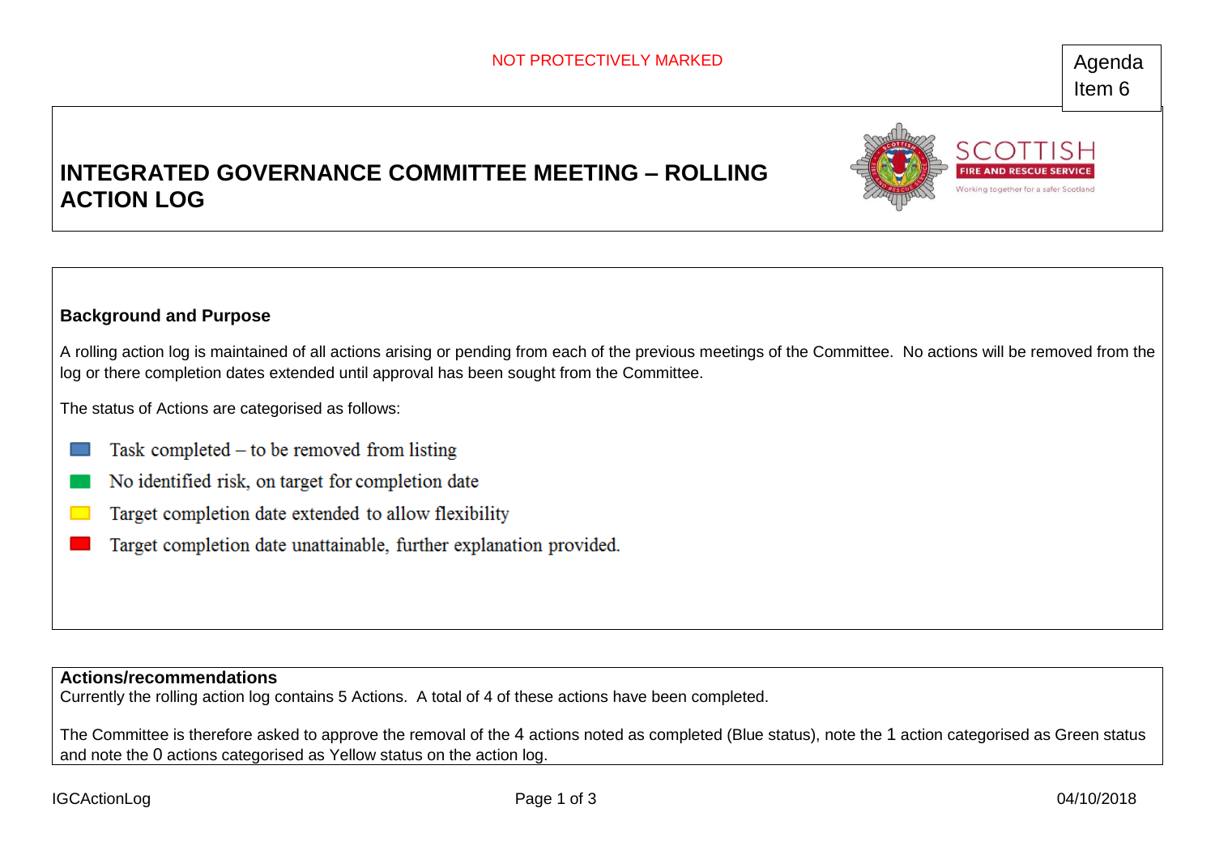NOT PROTECTIVELY MARKED

Agenda Item 6

# INTEGRATED GOVERNANCE COMMITTEE MEETING – ROLLING ACTION LOG

## Background and Purpose

A rolling action log is maintained of all actions arising or pending from each of the previous meetings of the Committee. No actions will be removed from the log or there completion dates extended until approval has been sought from the Committee.

The status of Actions are categorised as follows:

- Blue: Task completed – to be removed from listing
- Green: No identified risk, on target for completion date
- Yellow: Target completion date extended to allow flexibility
- Red: Target completion date unattainable, further explanation provided.

## Actions/recommendations

Currently the rolling action log contains 5 Actions. A total of 4 of these actions have been completed.

The Committee is therefore asked to approve the removal of the 4 actions noted as completed (Blue status), note the 1 action categorised as Green status and note the 0 actions categorised as Yellow status on the action log.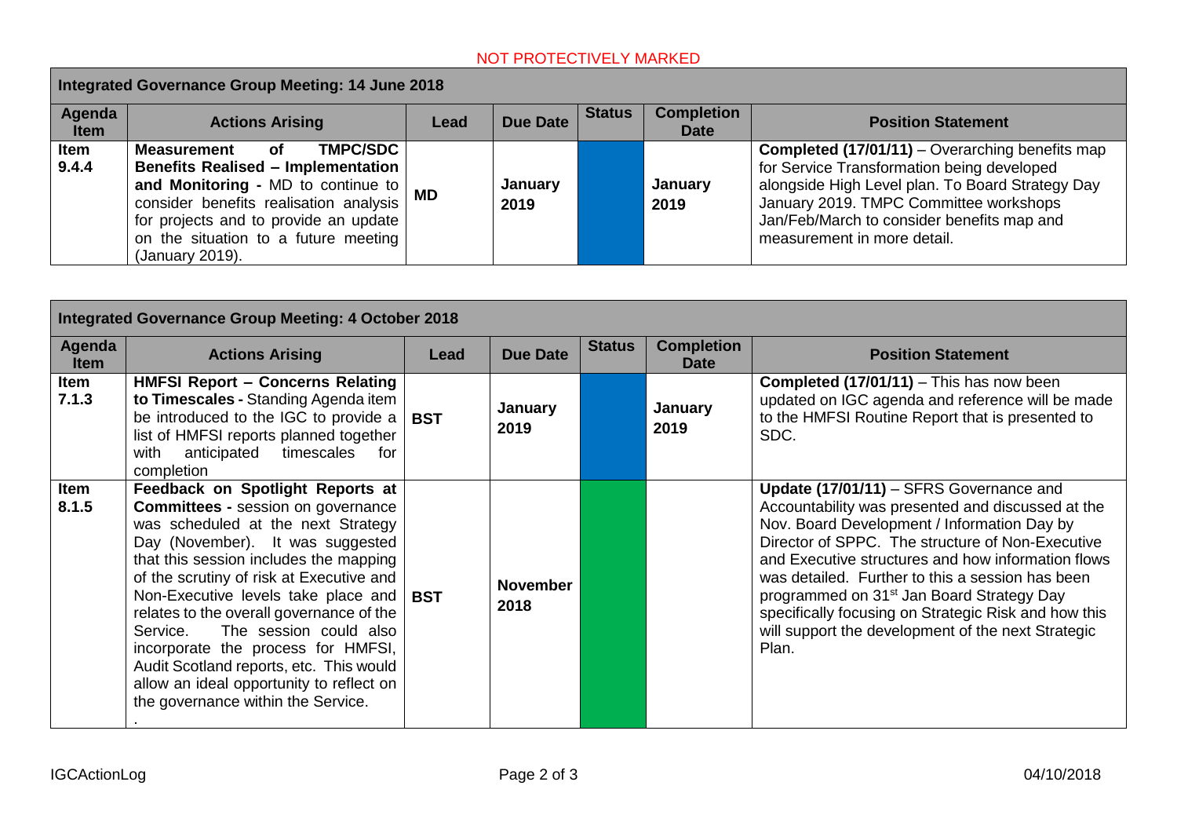NOT PROTECTIVELY MARKED

| Integrated Governance Group Meeting: 14 June 2018 | | | | | | |
|---|---|---|---|---|---|---|
| **Agenda Item** | **Actions Arising** | **Lead** | **Due Date** | **Status** | **Completion Date** | **Position Statement** |
| **Item 9.4.4** | **Measurement of TMPC/SDC Benefits Realised – Implementation and Monitoring -** MD to continue to consider benefits realisation analysis for projects and to provide an update on the situation to a future meeting (January 2019). | **MD** | **January 2019** | | **January 2019** | **Completed (17/01/11)** – Overarching benefits map for Service Transformation being developed alongside High Level plan. To Board Strategy Day January 2019. TMPC Committee workshops Jan/Feb/March to consider benefits map and measurement in more detail. |

| Integrated Governance Group Meeting: 4 October 2018 | | | | | | |
|---|---|---|---|---|---|---|
| **Agenda Item** | **Actions Arising** | **Lead** | **Due Date** | **Status** | **Completion Date** | **Position Statement** |
| **Item 7.1.3** | **HMFSI Report – Concerns Relating to Timescales -** Standing Agenda item be introduced to the IGC to provide a list of HMFSI reports planned together with anticipated timescales for completion | **BST** | **January 2019** | | **January 2019** | **Completed (17/01/11)** – This has now been updated on IGC agenda and reference will be made to the HMFSI Routine Report that is presented to SDC. |
| **Item 8.1.5** | **Feedback on Spotlight Reports at Committees -** session on governance was scheduled at the next Strategy Day (November). It was suggested that this session includes the mapping of the scrutiny of risk at Executive and Non-Executive levels take place and relates to the overall governance of the Service. The session could also incorporate the process for HMFSI, Audit Scotland reports, etc. This would allow an ideal opportunity to reflect on the governance within the Service. | **BST** | **November 2018** | | | **Update (17/01/11)** – SFRS Governance and Accountability was presented and discussed at the Nov. Board Development / Information Day by Director of SPPC. The structure of Non-Executive and Executive structures and how information flows was detailed. Further to this a session has been programmed on 31st Jan Board Strategy Day specifically focusing on Strategic Risk and how this will support the development of the next Strategic Plan. |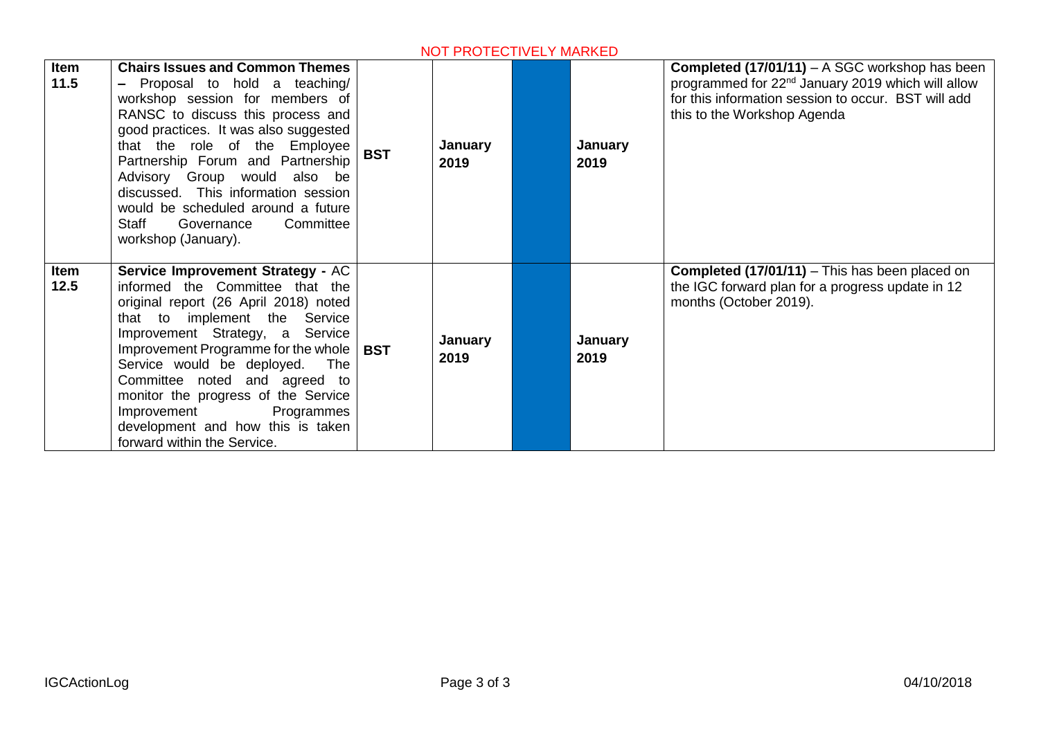NOT PROTECTIVELY MARKED

| | | | | | | |
|---|---|---|---|---|---|---|
| **Item 11.5** | **Chairs Issues and Common Themes** – Proposal to hold a teaching/ workshop session for members of RANSC to discuss this process and good practices. It was also suggested that the role of the Employee Partnership Forum and Partnership Advisory Group would also be discussed. This information session would be scheduled around a future Staff Governance Committee workshop (January). | **BST** | **January 2019** | | **January 2019** | **Completed (17/01/11)** – A SGC workshop has been programmed for 22nd January 2019 which will allow for this information session to occur. BST will add this to the Workshop Agenda |
| **Item 12.5** | **Service Improvement Strategy -** AC informed the Committee that the original report (26 April 2018) noted that to implement the Service Improvement Strategy, a Service Improvement Programme for the whole Service would be deployed. The Committee noted and agreed to monitor the progress of the Service Improvement Programmes development and how this is taken forward within the Service. | **BST** | **January 2019** | | **January 2019** | **Completed (17/01/11)** – This has been placed on the IGC forward plan for a progress update in 12 months (October 2019). |

IGCActionLog

04/10/2018